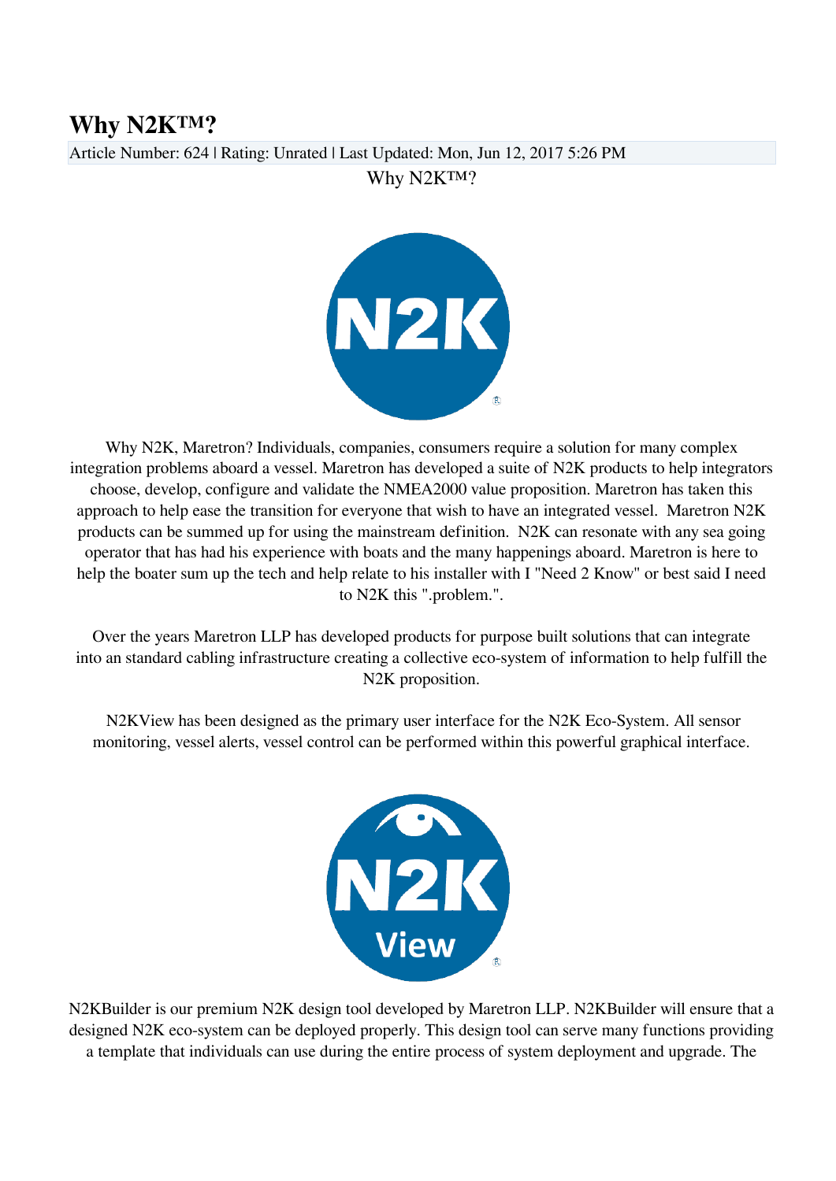# Why N2K™?

Article Number: 624 | Rating: Unrated | Last Updated: Mon, Jun 12, 2017 5:26 PM

Why N2K™?

Why N2K, Maretron? Individuals, companies, consumers require a solution for many complex integration problems aboard a vessel. Maretron has developed a suite of N2K products to help integrators choose, develop, configure and validate the NMEA2000 value proposition. Maretron has taken this approach to help ease the transition for everyone that wish to have an integrated vessel. Maretron N2K products can be summed up for using the mainstream definition. N2K can resonate with any sea going operator that has had his experience with boats and the many happenings aboard. Maretron is here to help the boater sum up the tech and help relate to his installer with I "Need 2 Know" or best said I need to N2K this ".problem.".

Over the years Maretron LLP has developed products for purpose built solutions that can integrate into an standard cabling infrastructure creating a collective eco-system of information to help fulfill the N2K proposition.

N2KView has been designed as the primary user interface for the N2K Eco-System. All sensor monitoring, vessel alerts, vessel control can be performed within this powerful graphical interface.

N2KBuilder is our premium N2K design tool developed by Maretron LLP. N2KBuilder will ensure that a designed N2K eco-system can be deployed properly. This design tool can serve many functions providing a template that individuals can use during the entire process of system deployment and upgrade. The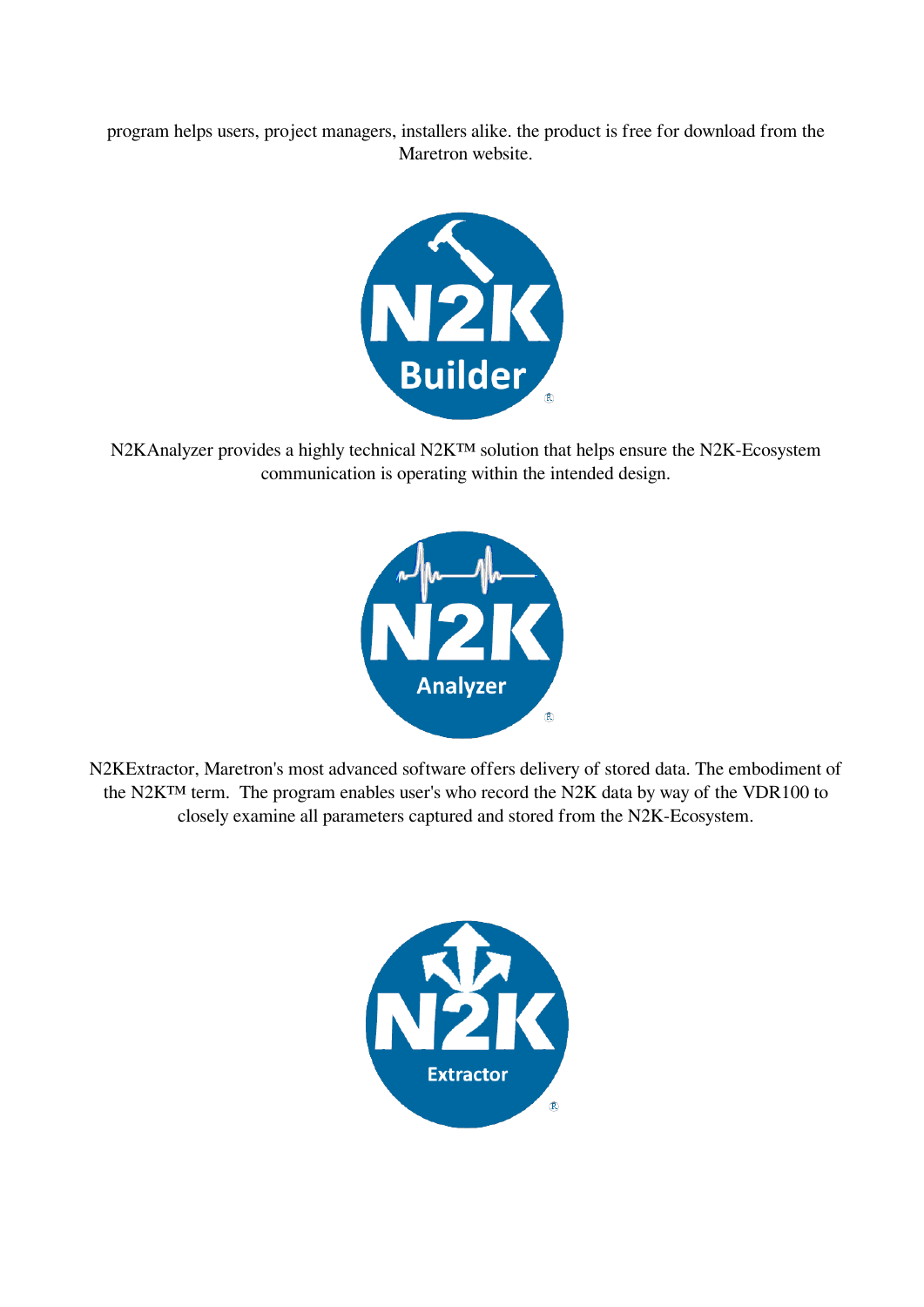program helps users, project managers, installers alike. the product is free for download from the Maretron website.

N2KAnalyzer provides a highly technical N2K™ solution that helps ensure the N2K-Ecosystem communication is operating within the intended design.

N2KExtractor, Maretron's most advanced software offers delivery of stored data. The embodiment of the N2K™ term. The program enables user's who record the N2K data by way of the VDR100 to closely examine all parameters captured and stored from the N2K-Ecosystem.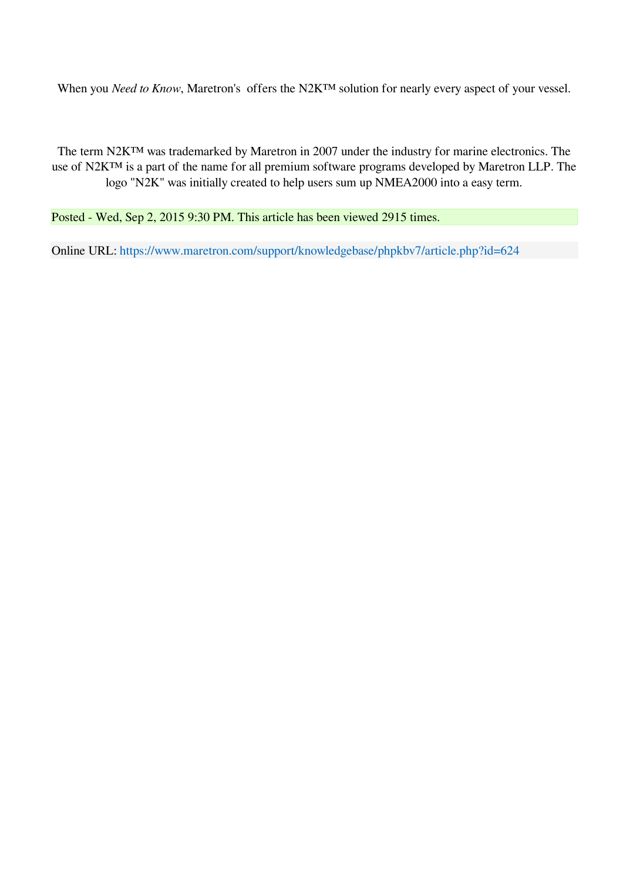When you *Need to Know*, Maretron's  offers the N2K™ solution for nearly every aspect of your vessel.

The term N2K™ was trademarked by Maretron in 2007 under the industry for marine electronics. The use of N2K™ is a part of the name for all premium software programs developed by Maretron LLP. The logo "N2K" was initially created to help users sum up NMEA2000 into a easy term.

Posted - Wed, Sep 2, 2015 9:30 PM. This article has been viewed 2915 times.

Online URL: https://www.maretron.com/support/knowledgebase/phpkbv7/article.php?id=624